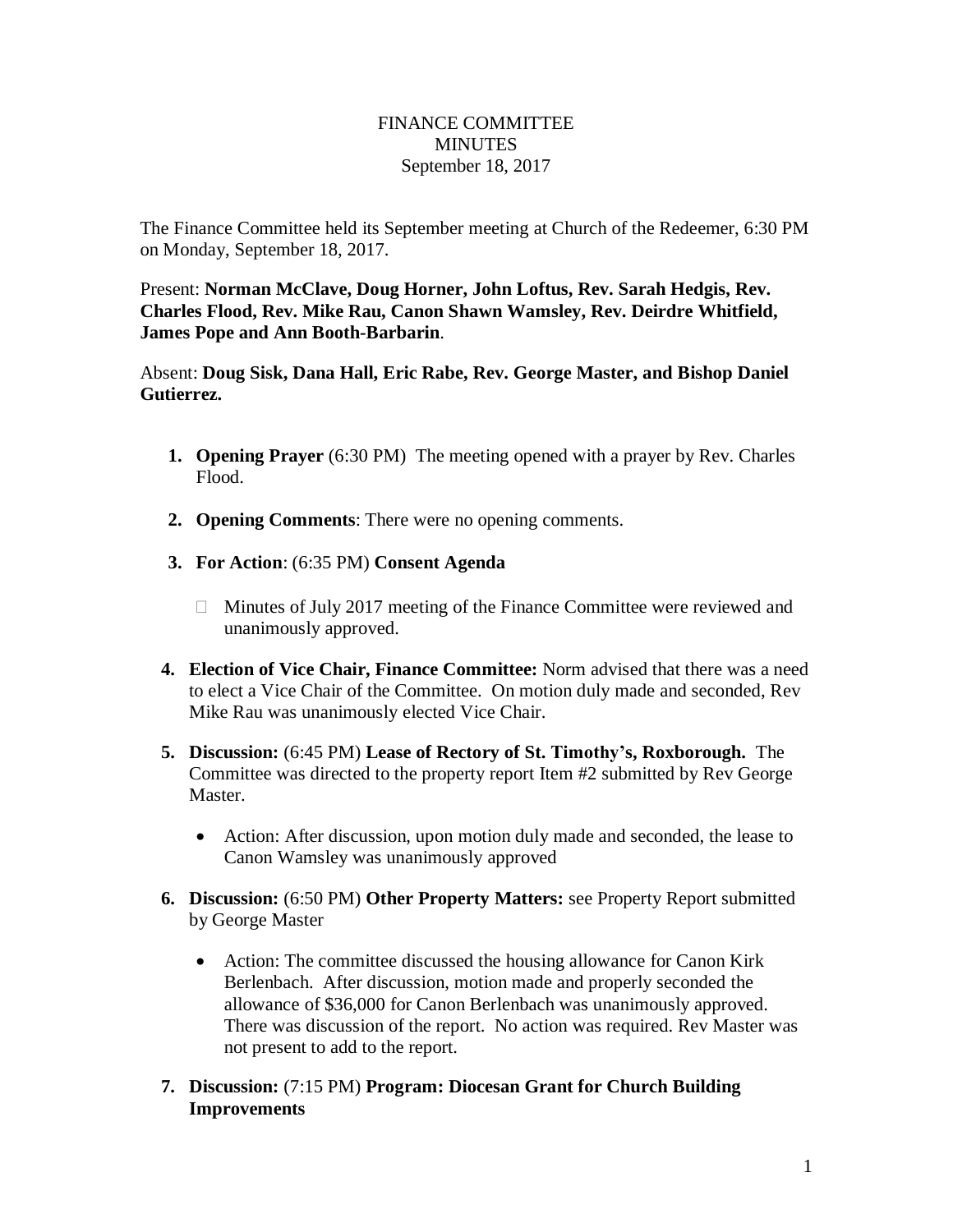FINANCE COMMITTEE
MINUTES
September 18, 2017

The Finance Committee held its September meeting at Church of the Redeemer, 6:30 PM on Monday, September 18, 2017.

Present: **Norman McClave, Doug Horner, John Loftus, Rev. Sarah Hedgis, Rev. Charles Flood, Rev. Mike Rau, Canon Shawn Wamsley, Rev. Deirdre Whitfield, James Pope and Ann Booth-Barbarin**.

Absent: **Doug Sisk, Dana Hall, Eric Rabe, Rev. George Master, and Bishop Daniel Gutierrez.**

1. **Opening Prayer** (6:30 PM) The meeting opened with a prayer by Rev. Charles Flood.

2. **Opening Comments**: There were no opening comments.

3. **For Action**: (6:35 PM) **Consent Agenda**

   - Minutes of July 2017 meeting of the Finance Committee were reviewed and unanimously approved.

4. **Election of Vice Chair, Finance Committee:** Norm advised that there was a need to elect a Vice Chair of the Committee. On motion duly made and seconded, Rev Mike Rau was unanimously elected Vice Chair.

5. **Discussion:** (6:45 PM) **Lease of Rectory of St. Timothy's, Roxborough.** The Committee was directed to the property report Item #2 submitted by Rev George Master.

   - Action: After discussion, upon motion duly made and seconded, the lease to Canon Wamsley was unanimously approved

6. **Discussion:** (6:50 PM) **Other Property Matters:** see Property Report submitted by George Master

   - Action: The committee discussed the housing allowance for Canon Kirk Berlenbach. After discussion, motion made and properly seconded the allowance of $36,000 for Canon Berlenbach was unanimously approved. There was discussion of the report. No action was required. Rev Master was not present to add to the report.

7. **Discussion:** (7:15 PM) **Program: Diocesan Grant for Church Building Improvements**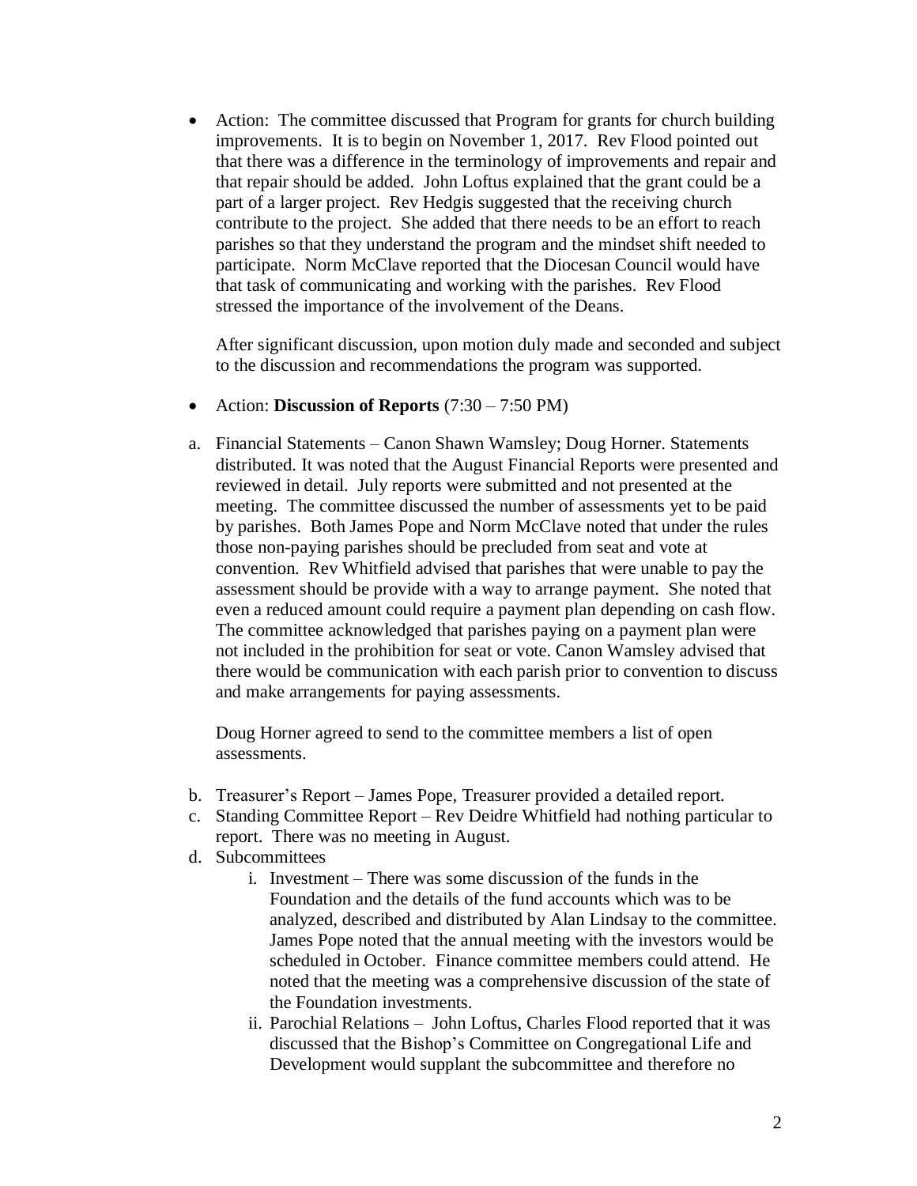- Action: The committee discussed that Program for grants for church building improvements. It is to begin on November 1, 2017. Rev Flood pointed out that there was a difference in the terminology of improvements and repair and that repair should be added. John Loftus explained that the grant could be a part of a larger project. Rev Hedgis suggested that the receiving church contribute to the project. She added that there needs to be an effort to reach parishes so that they understand the program and the mindset shift needed to participate. Norm McClave reported that the Diocesan Council would have that task of communicating and working with the parishes. Rev Flood stressed the importance of the involvement of the Deans.

  After significant discussion, upon motion duly made and seconded and subject to the discussion and recommendations the program was supported.

- Action: **Discussion of Reports** (7:30 – 7:50 PM)

a. Financial Statements – Canon Shawn Wamsley; Doug Horner. Statements distributed. It was noted that the August Financial Reports were presented and reviewed in detail. July reports were submitted and not presented at the meeting. The committee discussed the number of assessments yet to be paid by parishes. Both James Pope and Norm McClave noted that under the rules those non-paying parishes should be precluded from seat and vote at convention. Rev Whitfield advised that parishes that were unable to pay the assessment should be provide with a way to arrange payment. She noted that even a reduced amount could require a payment plan depending on cash flow. The committee acknowledged that parishes paying on a payment plan were not included in the prohibition for seat or vote. Canon Wamsley advised that there would be communication with each parish prior to convention to discuss and make arrangements for paying assessments.

   Doug Horner agreed to send to the committee members a list of open assessments.

b. Treasurer's Report – James Pope, Treasurer provided a detailed report.
c. Standing Committee Report – Rev Deidre Whitfield had nothing particular to report. There was no meeting in August.
d. Subcommittees
   i. Investment – There was some discussion of the funds in the Foundation and the details of the fund accounts which was to be analyzed, described and distributed by Alan Lindsay to the committee. James Pope noted that the annual meeting with the investors would be scheduled in October. Finance committee members could attend. He noted that the meeting was a comprehensive discussion of the state of the Foundation investments.
   ii. Parochial Relations – John Loftus, Charles Flood reported that it was discussed that the Bishop's Committee on Congregational Life and Development would supplant the subcommittee and therefore no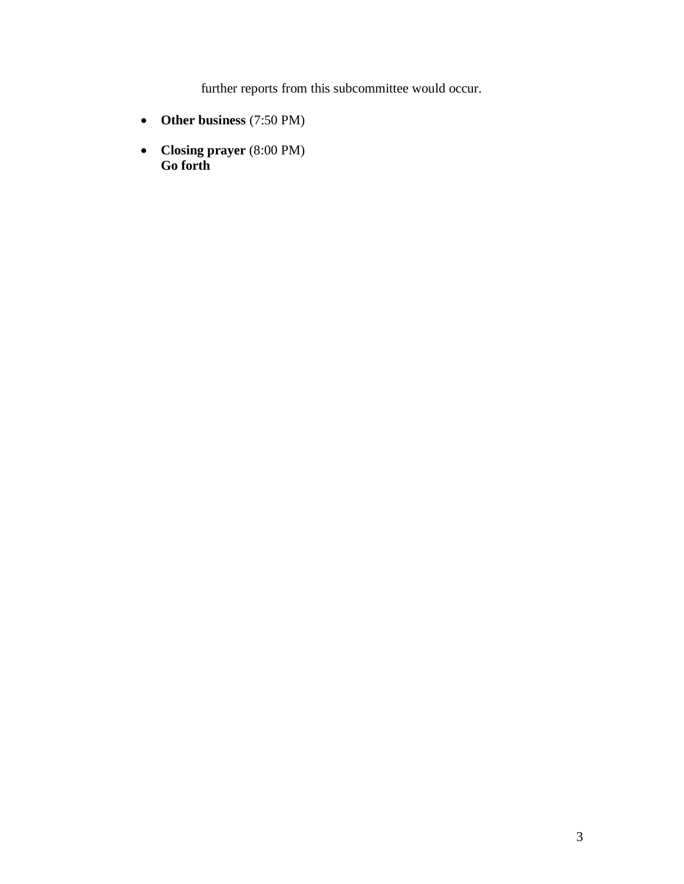further reports from this subcommittee would occur.

- **Other business** (7:50 PM)
- **Closing prayer** (8:00 PM)
  **Go forth**